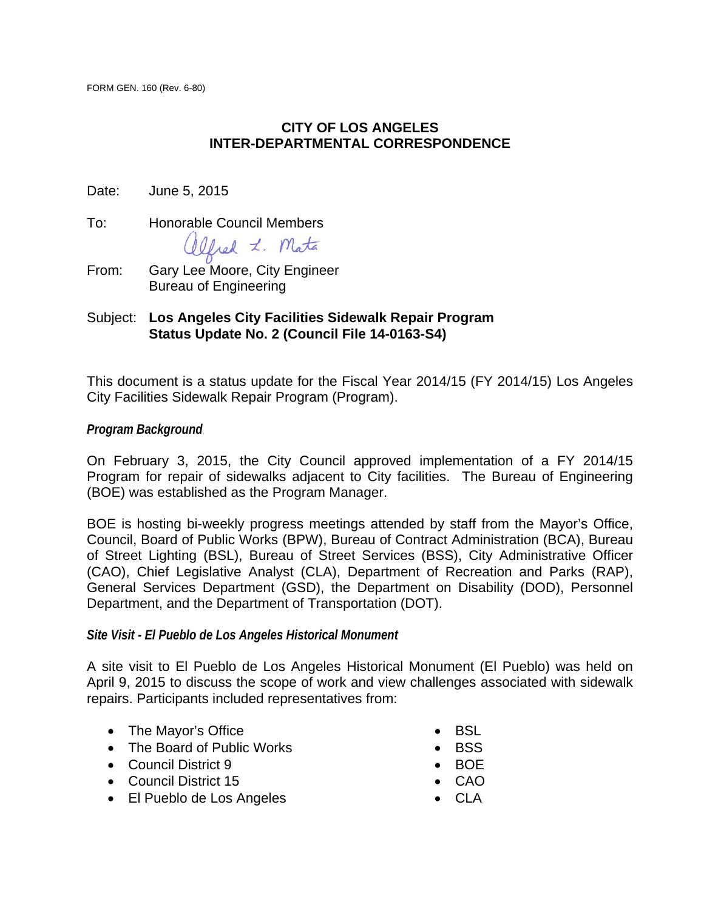FORM GEN. 160 (Rev. 6-80)

**CITY OF LOS ANGELES**
**INTER-DEPARTMENTAL CORRESPONDENCE**

Date: June 5, 2015

To: Honorable Council Members

From: Gary Lee Moore, City Engineer
Bureau of Engineering

Subject: **Los Angeles City Facilities Sidewalk Repair Program**
**Status Update No. 2 (Council File 14-0163-S4)**

This document is a status update for the Fiscal Year 2014/15 (FY 2014/15) Los Angeles City Facilities Sidewalk Repair Program (Program).

***Program Background***

On February 3, 2015, the City Council approved implementation of a FY 2014/15 Program for repair of sidewalks adjacent to City facilities. The Bureau of Engineering (BOE) was established as the Program Manager.

BOE is hosting bi-weekly progress meetings attended by staff from the Mayor's Office, Council, Board of Public Works (BPW), Bureau of Contract Administration (BCA), Bureau of Street Lighting (BSL), Bureau of Street Services (BSS), City Administrative Officer (CAO), Chief Legislative Analyst (CLA), Department of Recreation and Parks (RAP), General Services Department (GSD), the Department on Disability (DOD), Personnel Department, and the Department of Transportation (DOT).

***Site Visit - El Pueblo de Los Angeles Historical Monument***

A site visit to El Pueblo de Los Angeles Historical Monument (El Pueblo) was held on April 9, 2015 to discuss the scope of work and view challenges associated with sidewalk repairs. Participants included representatives from:

- The Mayor's Office
- The Board of Public Works
- Council District 9
- Council District 15
- El Pueblo de Los Angeles
- BSL
- BSS
- BOE
- CAO
- CLA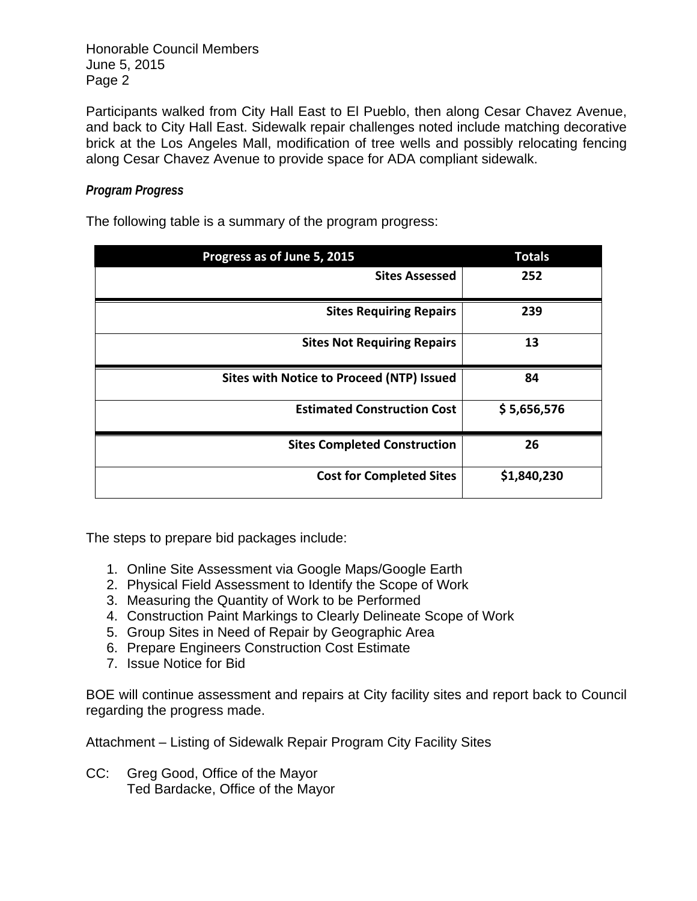Honorable Council Members
June 5, 2015

Participants walked from City Hall East to El Pueblo, then along Cesar Chavez Avenue, and back to City Hall East. Sidewalk repair challenges noted include matching decorative brick at the Los Angeles Mall, modification of tree wells and possibly relocating fencing along Cesar Chavez Avenue to provide space for ADA compliant sidewalk.

***Program Progress***

The following table is a summary of the program progress:

| Progress as of June 5, 2015 | Totals |
|---:|:---:|
| **Sites Assessed** | **252** |
| **Sites Requiring Repairs** | **239** |
| **Sites Not Requiring Repairs** | **13** |
| **Sites with Notice to Proceed (NTP) Issued** | **84** |
| **Estimated Construction Cost** | **$ 5,656,576** |
| **Sites Completed Construction** | **26** |
| **Cost for Completed Sites** | **$1,840,230** |

The steps to prepare bid packages include:

1. Online Site Assessment via Google Maps/Google Earth
2. Physical Field Assessment to Identify the Scope of Work
3. Measuring the Quantity of Work to be Performed
4. Construction Paint Markings to Clearly Delineate Scope of Work
5. Group Sites in Need of Repair by Geographic Area
6. Prepare Engineers Construction Cost Estimate
7. Issue Notice for Bid

BOE will continue assessment and repairs at City facility sites and report back to Council regarding the progress made.

Attachment – Listing of Sidewalk Repair Program City Facility Sites

CC: Greg Good, Office of the Mayor
Ted Bardacke, Office of the Mayor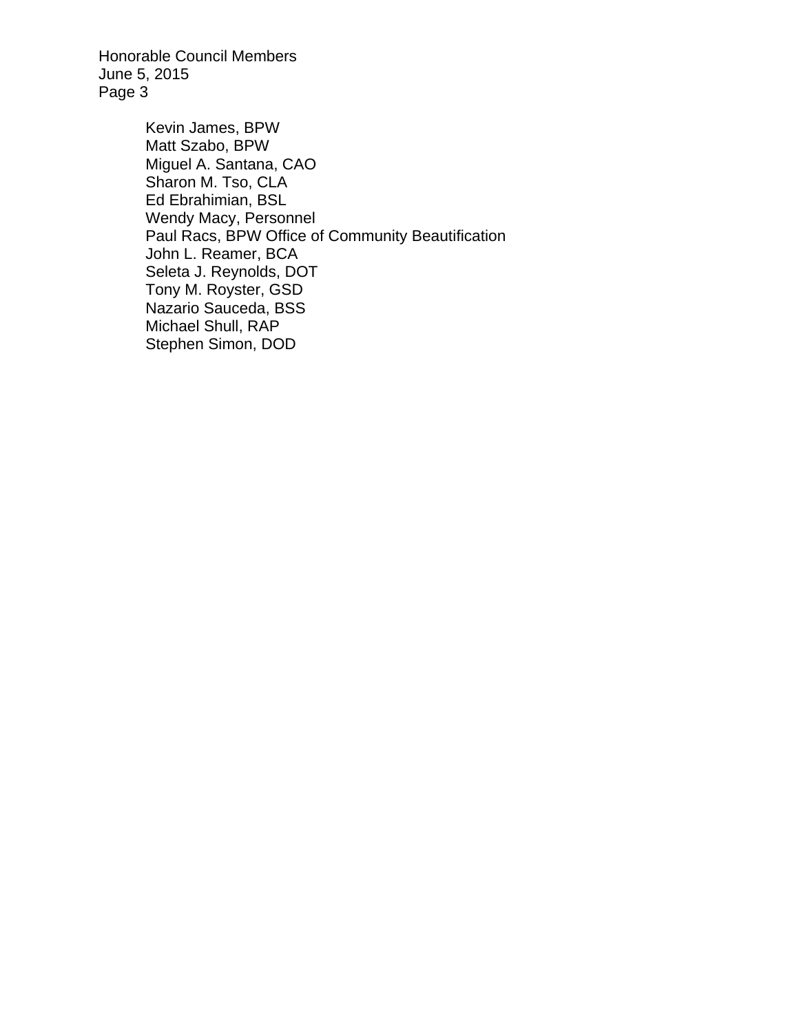Kevin James, BPW
Matt Szabo, BPW
Miguel A. Santana, CAO
Sharon M. Tso, CLA
Ed Ebrahimian, BSL
Wendy Macy, Personnel
Paul Racs, BPW Office of Community Beautification
John L. Reamer, BCA
Seleta J. Reynolds, DOT
Tony M. Royster, GSD
Nazario Sauceda, BSS
Michael Shull, RAP
Stephen Simon, DOD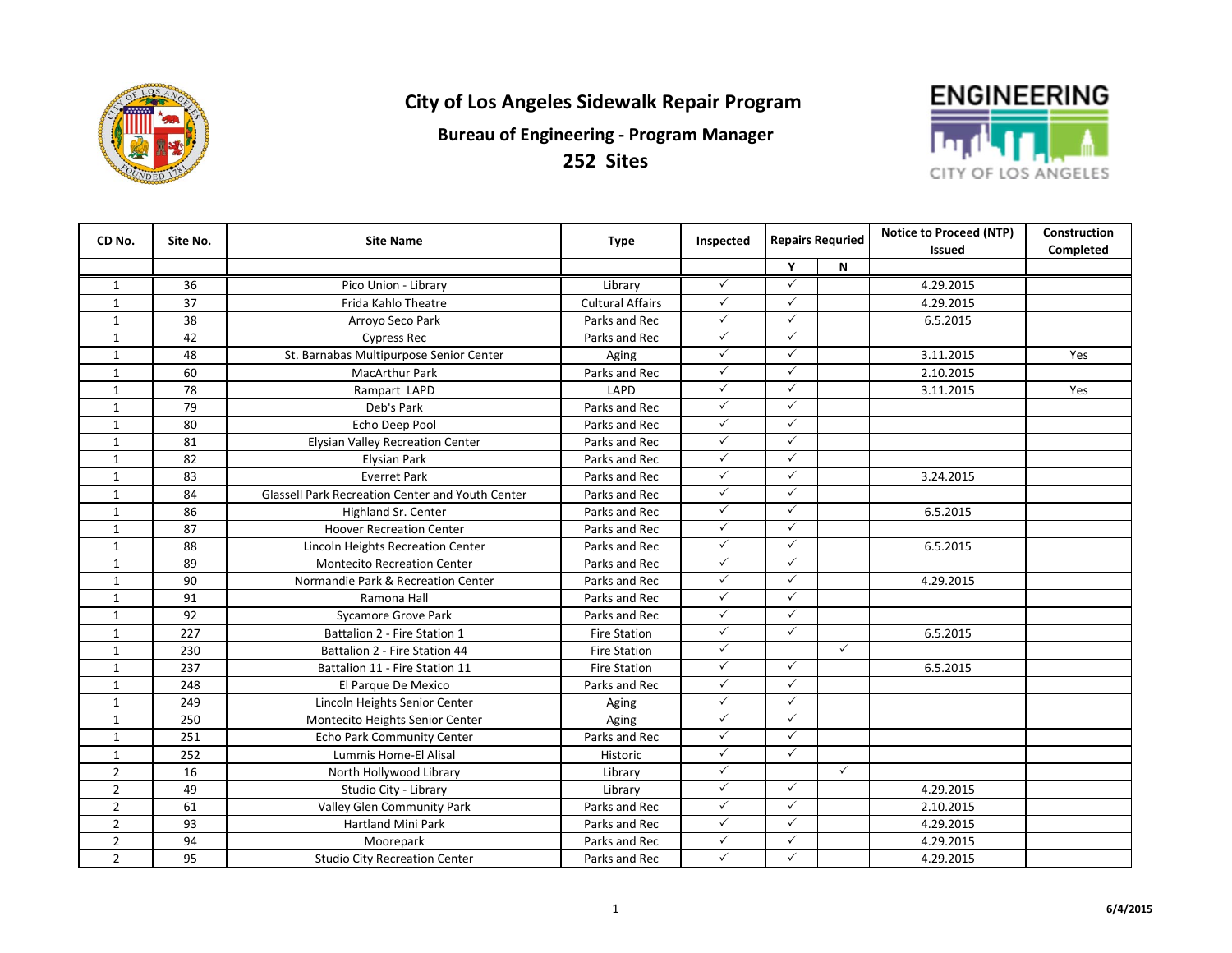# City of Los Angeles Sidewalk Repair Program

## Bureau of Engineering - Program Manager

## 252 Sites

| CD No. | Site No. | Site Name | Type | Inspected | Repairs Requried | | Notice to Proceed (NTP) Issued | Construction Completed |
|---|---|---|---|---|---|---|---|---|
| | | | | | Y | N | | |
| 1 | 36 | Pico Union - Library | Library | ✓ | ✓ | | 4.29.2015 | |
| 1 | 37 | Frida Kahlo Theatre | Cultural Affairs | ✓ | ✓ | | 4.29.2015 | |
| 1 | 38 | Arroyo Seco Park | Parks and Rec | ✓ | ✓ | | 6.5.2015 | |
| 1 | 42 | Cypress Rec | Parks and Rec | ✓ | ✓ | | | |
| 1 | 48 | St. Barnabas Multipurpose Senior Center | Aging | ✓ | ✓ | | 3.11.2015 | Yes |
| 1 | 60 | MacArthur Park | Parks and Rec | ✓ | ✓ | | 2.10.2015 | |
| 1 | 78 | Rampart LAPD | LAPD | ✓ | ✓ | | 3.11.2015 | Yes |
| 1 | 79 | Deb's Park | Parks and Rec | ✓ | ✓ | | | |
| 1 | 80 | Echo Deep Pool | Parks and Rec | ✓ | ✓ | | | |
| 1 | 81 | Elysian Valley Recreation Center | Parks and Rec | ✓ | ✓ | | | |
| 1 | 82 | Elysian Park | Parks and Rec | ✓ | ✓ | | | |
| 1 | 83 | Everret Park | Parks and Rec | ✓ | ✓ | | 3.24.2015 | |
| 1 | 84 | Glassell Park Recreation Center and Youth Center | Parks and Rec | ✓ | ✓ | | | |
| 1 | 86 | Highland Sr. Center | Parks and Rec | ✓ | ✓ | | 6.5.2015 | |
| 1 | 87 | Hoover Recreation Center | Parks and Rec | ✓ | ✓ | | | |
| 1 | 88 | Lincoln Heights Recreation Center | Parks and Rec | ✓ | ✓ | | 6.5.2015 | |
| 1 | 89 | Montecito Recreation Center | Parks and Rec | ✓ | ✓ | | | |
| 1 | 90 | Normandie Park & Recreation Center | Parks and Rec | ✓ | ✓ | | 4.29.2015 | |
| 1 | 91 | Ramona Hall | Parks and Rec | ✓ | ✓ | | | |
| 1 | 92 | Sycamore Grove Park | Parks and Rec | ✓ | ✓ | | | |
| 1 | 227 | Battalion 2 - Fire Station 1 | Fire Station | ✓ | ✓ | | 6.5.2015 | |
| 1 | 230 | Battalion 2 - Fire Station 44 | Fire Station | ✓ | | ✓ | | |
| 1 | 237 | Battalion 11 - Fire Station 11 | Fire Station | ✓ | ✓ | | 6.5.2015 | |
| 1 | 248 | El Parque De Mexico | Parks and Rec | ✓ | ✓ | | | |
| 1 | 249 | Lincoln Heights Senior Center | Aging | ✓ | ✓ | | | |
| 1 | 250 | Montecito Heights Senior Center | Aging | ✓ | ✓ | | | |
| 1 | 251 | Echo Park Community Center | Parks and Rec | ✓ | ✓ | | | |
| 1 | 252 | Lummis Home-El Alisal | Historic | ✓ | ✓ | | | |
| 2 | 16 | North Hollywood Library | Library | ✓ | | ✓ | | |
| 2 | 49 | Studio City - Library | Library | ✓ | ✓ | | 4.29.2015 | |
| 2 | 61 | Valley Glen Community Park | Parks and Rec | ✓ | ✓ | | 2.10.2015 | |
| 2 | 93 | Hartland Mini Park | Parks and Rec | ✓ | ✓ | | 4.29.2015 | |
| 2 | 94 | Moorepark | Parks and Rec | ✓ | ✓ | | 4.29.2015 | |
| 2 | 95 | Studio City Recreation Center | Parks and Rec | ✓ | ✓ | | 4.29.2015 | |

6/4/2015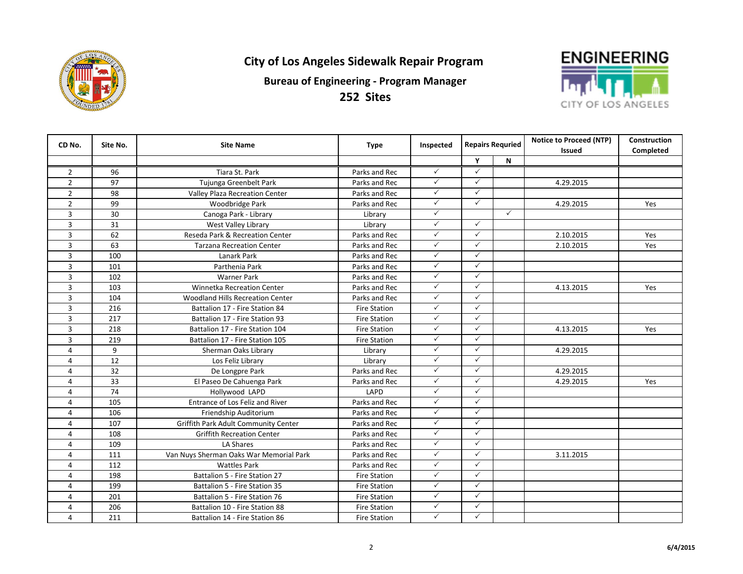# City of Los Angeles Sidewalk Repair Program

## Bureau of Engineering - Program Manager

## 252 Sites

| CD No. | Site No. | Site Name | Type | Inspected | Repairs Requried | | Notice to Proceed (NTP) Issued | Construction Completed |
|---|---|---|---|---|---|---|---|---|
| | | | | | Y | N | | |
| 2 | 96 | Tiara St. Park | Parks and Rec | ✓ | ✓ | | | |
| 2 | 97 | Tujunga Greenbelt Park | Parks and Rec | ✓ | ✓ | | 4.29.2015 | |
| 2 | 98 | Valley Plaza Recreation Center | Parks and Rec | ✓ | ✓ | | | |
| 2 | 99 | Woodbridge Park | Parks and Rec | ✓ | ✓ | | 4.29.2015 | Yes |
| 3 | 30 | Canoga Park - Library | Library | ✓ | | ✓ | | |
| 3 | 31 | West Valley Library | Library | ✓ | ✓ | | | |
| 3 | 62 | Reseda Park & Recreation Center | Parks and Rec | ✓ | ✓ | | 2.10.2015 | Yes |
| 3 | 63 | Tarzana Recreation Center | Parks and Rec | ✓ | ✓ | | 2.10.2015 | Yes |
| 3 | 100 | Lanark Park | Parks and Rec | ✓ | ✓ | | | |
| 3 | 101 | Parthenia Park | Parks and Rec | ✓ | ✓ | | | |
| 3 | 102 | Warner Park | Parks and Rec | ✓ | ✓ | | | |
| 3 | 103 | Winnetka Recreation Center | Parks and Rec | ✓ | ✓ | | 4.13.2015 | Yes |
| 3 | 104 | Woodland Hills Recreation Center | Parks and Rec | ✓ | ✓ | | | |
| 3 | 216 | Battalion 17 - Fire Station 84 | Fire Station | ✓ | ✓ | | | |
| 3 | 217 | Battalion 17 - Fire Station 93 | Fire Station | ✓ | ✓ | | | |
| 3 | 218 | Battalion 17 - Fire Station 104 | Fire Station | ✓ | ✓ | | 4.13.2015 | Yes |
| 3 | 219 | Battalion 17 - Fire Station 105 | Fire Station | ✓ | ✓ | | | |
| 4 | 9 | Sherman Oaks Library | Library | ✓ | ✓ | | 4.29.2015 | |
| 4 | 12 | Los Feliz Library | Library | ✓ | ✓ | | | |
| 4 | 32 | De Longpre Park | Parks and Rec | ✓ | ✓ | | 4.29.2015 | |
| 4 | 33 | El Paseo De Cahuenga Park | Parks and Rec | ✓ | ✓ | | 4.29.2015 | Yes |
| 4 | 74 | Hollywood LAPD | LAPD | ✓ | ✓ | | | |
| 4 | 105 | Entrance of Los Feliz and River | Parks and Rec | ✓ | ✓ | | | |
| 4 | 106 | Friendship Auditorium | Parks and Rec | ✓ | ✓ | | | |
| 4 | 107 | Griffith Park Adult Community Center | Parks and Rec | ✓ | ✓ | | | |
| 4 | 108 | Griffith Recreation Center | Parks and Rec | ✓ | ✓ | | | |
| 4 | 109 | LA Shares | Parks and Rec | ✓ | ✓ | | | |
| 4 | 111 | Van Nuys Sherman Oaks War Memorial Park | Parks and Rec | ✓ | ✓ | | 3.11.2015 | |
| 4 | 112 | Wattles Park | Parks and Rec | ✓ | ✓ | | | |
| 4 | 198 | Battalion 5 - Fire Station 27 | Fire Station | ✓ | ✓ | | | |
| 4 | 199 | Battalion 5 - Fire Station 35 | Fire Station | ✓ | ✓ | | | |
| 4 | 201 | Battalion 5 - Fire Station 76 | Fire Station | ✓ | ✓ | | | |
| 4 | 206 | Battalion 10 - Fire Station 88 | Fire Station | ✓ | ✓ | | | |
| 4 | 211 | Battalion 14 - Fire Station 86 | Fire Station | ✓ | ✓ | | | |

6/4/2015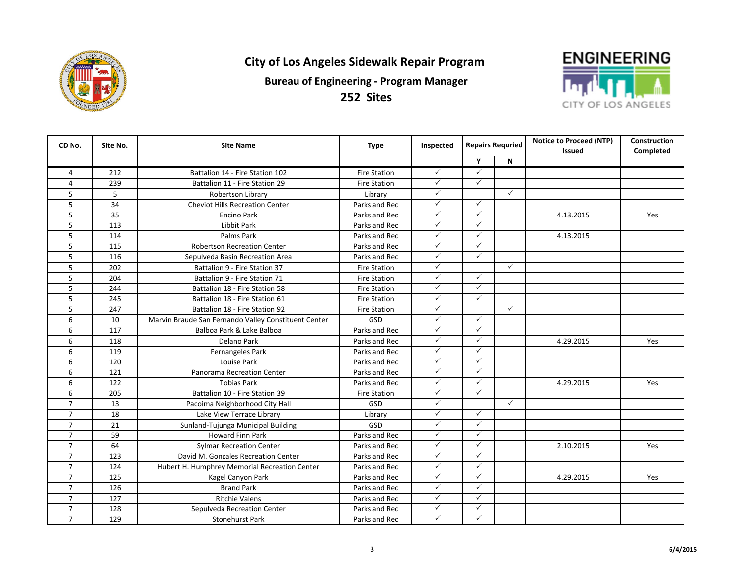# City of Los Angeles Sidewalk Repair Program

## Bureau of Engineering - Program Manager

## 252 Sites

| CD No. | Site No. | Site Name | Type | Inspected | Repairs Requried | | Notice to Proceed (NTP) Issued | Construction Completed |
|---|---|---|---|---|---|---|---|---|
| | | | | | Y | N | | |
| 4 | 212 | Battalion 14 - Fire Station 102 | Fire Station | ✓ | ✓ | | | |
| 4 | 239 | Battalion 11 - Fire Station 29 | Fire Station | ✓ | ✓ | | | |
| 5 | 5 | Robertson Library | Library | ✓ | | ✓ | | |
| 5 | 34 | Cheviot Hills Recreation Center | Parks and Rec | ✓ | ✓ | | | |
| 5 | 35 | Encino Park | Parks and Rec | ✓ | ✓ | | 4.13.2015 | Yes |
| 5 | 113 | Libbit Park | Parks and Rec | ✓ | ✓ | | | |
| 5 | 114 | Palms Park | Parks and Rec | ✓ | ✓ | | 4.13.2015 | |
| 5 | 115 | Robertson Recreation Center | Parks and Rec | ✓ | ✓ | | | |
| 5 | 116 | Sepulveda Basin Recreation Area | Parks and Rec | ✓ | ✓ | | | |
| 5 | 202 | Battalion 9 - Fire Station 37 | Fire Station | ✓ | | ✓ | | |
| 5 | 204 | Battalion 9 - Fire Station 71 | Fire Station | ✓ | ✓ | | | |
| 5 | 244 | Battalion 18 - Fire Station 58 | Fire Station | ✓ | ✓ | | | |
| 5 | 245 | Battalion 18 - Fire Station 61 | Fire Station | ✓ | ✓ | | | |
| 5 | 247 | Battalion 18 - Fire Station 92 | Fire Station | ✓ | | ✓ | | |
| 6 | 10 | Marvin Braude San Fernando Valley Constituent Center | GSD | ✓ | ✓ | | | |
| 6 | 117 | Balboa Park & Lake Balboa | Parks and Rec | ✓ | ✓ | | | |
| 6 | 118 | Delano Park | Parks and Rec | ✓ | ✓ | | 4.29.2015 | Yes |
| 6 | 119 | Fernangeles Park | Parks and Rec | ✓ | ✓ | | | |
| 6 | 120 | Louise Park | Parks and Rec | ✓ | ✓ | | | |
| 6 | 121 | Panorama Recreation Center | Parks and Rec | ✓ | ✓ | | | |
| 6 | 122 | Tobias Park | Parks and Rec | ✓ | ✓ | | 4.29.2015 | Yes |
| 6 | 205 | Battalion 10 - Fire Station 39 | Fire Station | ✓ | ✓ | | | |
| 7 | 13 | Pacoima Neighborhood City Hall | GSD | ✓ | | ✓ | | |
| 7 | 18 | Lake View Terrace Library | Library | ✓ | ✓ | | | |
| 7 | 21 | Sunland-Tujunga Municipal Building | GSD | ✓ | ✓ | | | |
| 7 | 59 | Howard Finn Park | Parks and Rec | ✓ | ✓ | | | |
| 7 | 64 | Sylmar Recreation Center | Parks and Rec | ✓ | ✓ | | 2.10.2015 | Yes |
| 7 | 123 | David M. Gonzales Recreation Center | Parks and Rec | ✓ | ✓ | | | |
| 7 | 124 | Hubert H. Humphrey Memorial Recreation Center | Parks and Rec | ✓ | ✓ | | | |
| 7 | 125 | Kagel Canyon Park | Parks and Rec | ✓ | ✓ | | 4.29.2015 | Yes |
| 7 | 126 | Brand Park | Parks and Rec | ✓ | ✓ | | | |
| 7 | 127 | Ritchie Valens | Parks and Rec | ✓ | ✓ | | | |
| 7 | 128 | Sepulveda Recreation Center | Parks and Rec | ✓ | ✓ | | | |
| 7 | 129 | Stonehurst Park | Parks and Rec | ✓ | ✓ | | | |

6/4/2015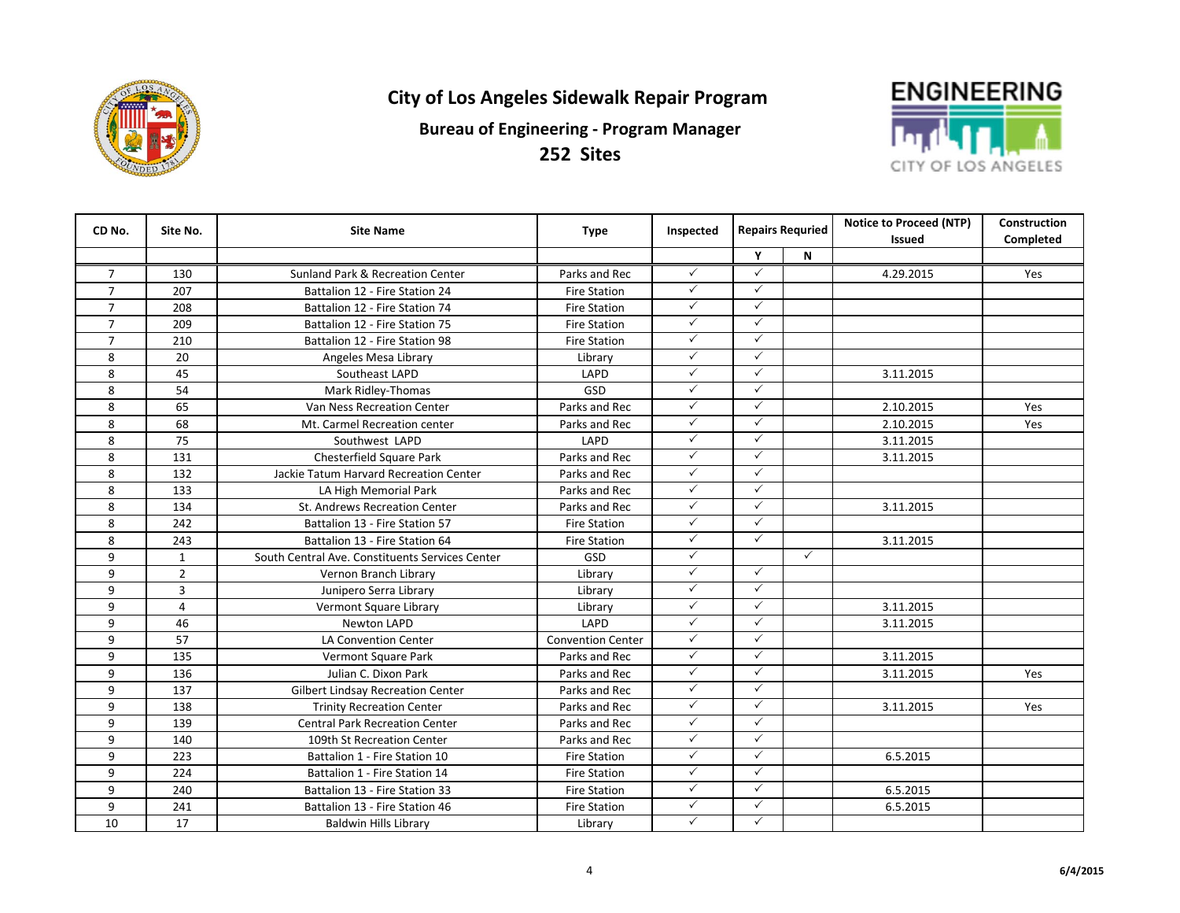# City of Los Angeles Sidewalk Repair Program

## Bureau of Engineering - Program Manager

## 252 Sites

| CD No. | Site No. | Site Name | Type | Inspected | Repairs Requried | | Notice to Proceed (NTP) Issued | Construction Completed |
|---|---|---|---|---|---|---|---|---|
| | | | | | Y | N | | |
| 7 | 130 | Sunland Park & Recreation Center | Parks and Rec | ✓ | ✓ | | 4.29.2015 | Yes |
| 7 | 207 | Battalion 12 - Fire Station 24 | Fire Station | ✓ | ✓ | | | |
| 7 | 208 | Battalion 12 - Fire Station 74 | Fire Station | ✓ | ✓ | | | |
| 7 | 209 | Battalion 12 - Fire Station 75 | Fire Station | ✓ | ✓ | | | |
| 7 | 210 | Battalion 12 - Fire Station 98 | Fire Station | ✓ | ✓ | | | |
| 8 | 20 | Angeles Mesa Library | Library | ✓ | ✓ | | | |
| 8 | 45 | Southeast LAPD | LAPD | ✓ | ✓ | | 3.11.2015 | |
| 8 | 54 | Mark Ridley-Thomas | GSD | ✓ | ✓ | | | |
| 8 | 65 | Van Ness Recreation Center | Parks and Rec | ✓ | ✓ | | 2.10.2015 | Yes |
| 8 | 68 | Mt. Carmel Recreation center | Parks and Rec | ✓ | ✓ | | 2.10.2015 | Yes |
| 8 | 75 | Southwest LAPD | LAPD | ✓ | ✓ | | 3.11.2015 | |
| 8 | 131 | Chesterfield Square Park | Parks and Rec | ✓ | ✓ | | 3.11.2015 | |
| 8 | 132 | Jackie Tatum Harvard Recreation Center | Parks and Rec | ✓ | ✓ | | | |
| 8 | 133 | LA High Memorial Park | Parks and Rec | ✓ | ✓ | | | |
| 8 | 134 | St. Andrews Recreation Center | Parks and Rec | ✓ | ✓ | | 3.11.2015 | |
| 8 | 242 | Battalion 13 - Fire Station 57 | Fire Station | ✓ | ✓ | | | |
| 8 | 243 | Battalion 13 - Fire Station 64 | Fire Station | ✓ | ✓ | | 3.11.2015 | |
| 9 | 1 | South Central Ave. Constituents Services Center | GSD | ✓ | | ✓ | | |
| 9 | 2 | Vernon Branch Library | Library | ✓ | ✓ | | | |
| 9 | 3 | Junipero Serra Library | Library | ✓ | ✓ | | | |
| 9 | 4 | Vermont Square Library | Library | ✓ | ✓ | | 3.11.2015 | |
| 9 | 46 | Newton LAPD | LAPD | ✓ | ✓ | | 3.11.2015 | |
| 9 | 57 | LA Convention Center | Convention Center | ✓ | ✓ | | | |
| 9 | 135 | Vermont Square Park | Parks and Rec | ✓ | ✓ | | 3.11.2015 | |
| 9 | 136 | Julian C. Dixon Park | Parks and Rec | ✓ | ✓ | | 3.11.2015 | Yes |
| 9 | 137 | Gilbert Lindsay Recreation Center | Parks and Rec | ✓ | ✓ | | | |
| 9 | 138 | Trinity Recreation Center | Parks and Rec | ✓ | ✓ | | 3.11.2015 | Yes |
| 9 | 139 | Central Park Recreation Center | Parks and Rec | ✓ | ✓ | | | |
| 9 | 140 | 109th St Recreation Center | Parks and Rec | ✓ | ✓ | | | |
| 9 | 223 | Battalion 1 - Fire Station 10 | Fire Station | ✓ | ✓ | | 6.5.2015 | |
| 9 | 224 | Battalion 1 - Fire Station 14 | Fire Station | ✓ | ✓ | | | |
| 9 | 240 | Battalion 13 - Fire Station 33 | Fire Station | ✓ | ✓ | | 6.5.2015 | |
| 9 | 241 | Battalion 13 - Fire Station 46 | Fire Station | ✓ | ✓ | | 6.5.2015 | |
| 10 | 17 | Baldwin Hills Library | Library | ✓ | ✓ | | | |

6/4/2015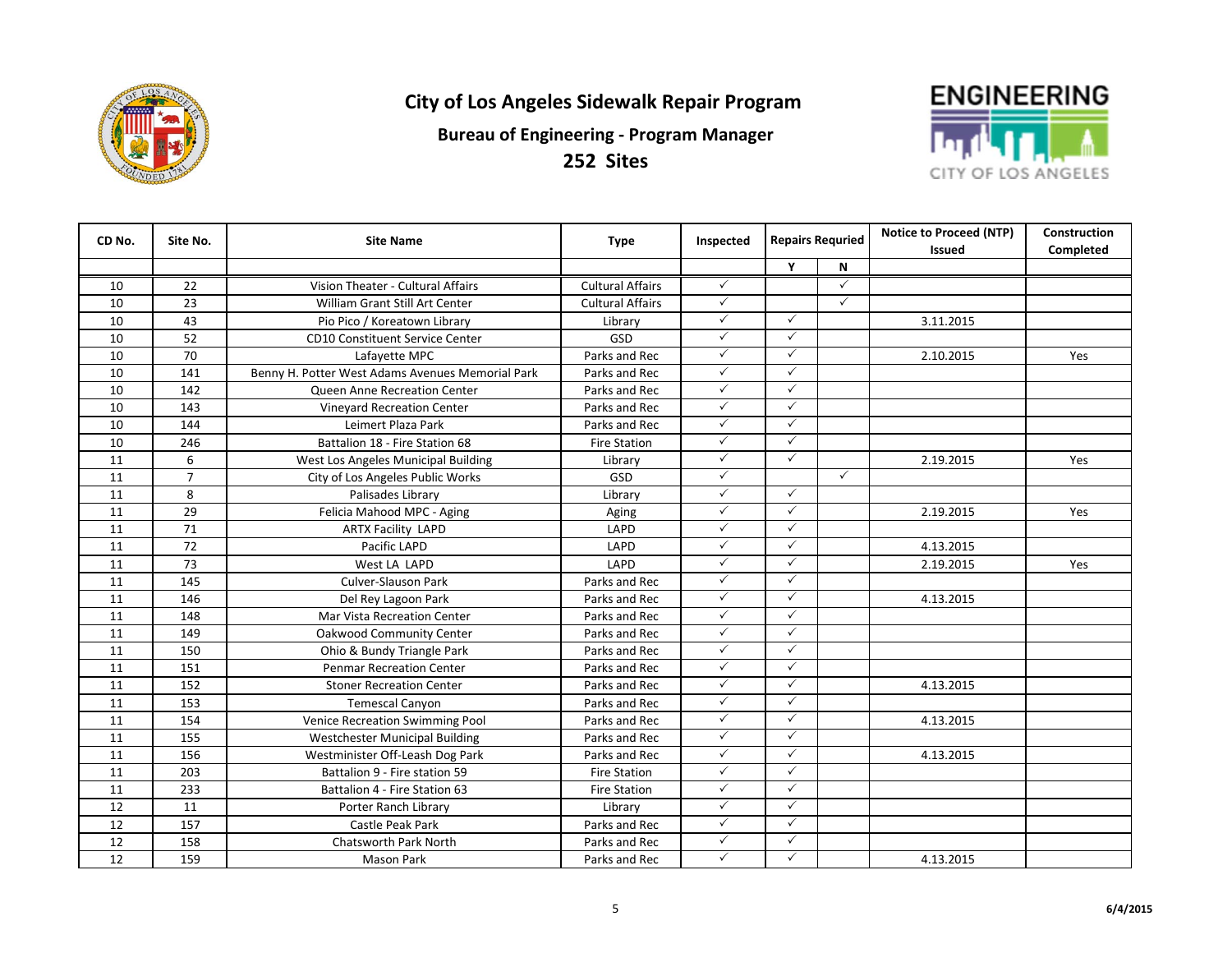# City of Los Angeles Sidewalk Repair Program

## Bureau of Engineering - Program Manager

## 252 Sites

| CD No. | Site No. | Site Name | Type | Inspected | Repairs Requried | | Notice to Proceed (NTP) Issued | Construction Completed |
|---|---|---|---|---|---|---|---|---|
| | | | | | Y | N | | |
| 10 | 22 | Vision Theater - Cultural Affairs | Cultural Affairs | ✓ | | ✓ | | |
| 10 | 23 | William Grant Still Art Center | Cultural Affairs | ✓ | | ✓ | | |
| 10 | 43 | Pio Pico / Koreatown Library | Library | ✓ | ✓ | | 3.11.2015 | |
| 10 | 52 | CD10 Constituent Service Center | GSD | ✓ | ✓ | | | |
| 10 | 70 | Lafayette MPC | Parks and Rec | ✓ | ✓ | | 2.10.2015 | Yes |
| 10 | 141 | Benny H. Potter West Adams Avenues Memorial Park | Parks and Rec | ✓ | ✓ | | | |
| 10 | 142 | Queen Anne Recreation Center | Parks and Rec | ✓ | ✓ | | | |
| 10 | 143 | Vineyard Recreation Center | Parks and Rec | ✓ | ✓ | | | |
| 10 | 144 | Leimert Plaza Park | Parks and Rec | ✓ | ✓ | | | |
| 10 | 246 | Battalion 18 - Fire Station 68 | Fire Station | ✓ | ✓ | | | |
| 11 | 6 | West Los Angeles Municipal Building | Library | ✓ | ✓ | | 2.19.2015 | Yes |
| 11 | 7 | City of Los Angeles Public Works | GSD | ✓ | | ✓ | | |
| 11 | 8 | Palisades Library | Library | ✓ | ✓ | | | |
| 11 | 29 | Felicia Mahood MPC - Aging | Aging | ✓ | ✓ | | 2.19.2015 | Yes |
| 11 | 71 | ARTX Facility LAPD | LAPD | ✓ | ✓ | | | |
| 11 | 72 | Pacific LAPD | LAPD | ✓ | ✓ | | 4.13.2015 | |
| 11 | 73 | West LA LAPD | LAPD | ✓ | ✓ | | 2.19.2015 | Yes |
| 11 | 145 | Culver-Slauson Park | Parks and Rec | ✓ | ✓ | | | |
| 11 | 146 | Del Rey Lagoon Park | Parks and Rec | ✓ | ✓ | | 4.13.2015 | |
| 11 | 148 | Mar Vista Recreation Center | Parks and Rec | ✓ | ✓ | | | |
| 11 | 149 | Oakwood Community Center | Parks and Rec | ✓ | ✓ | | | |
| 11 | 150 | Ohio & Bundy Triangle Park | Parks and Rec | ✓ | ✓ | | | |
| 11 | 151 | Penmar Recreation Center | Parks and Rec | ✓ | ✓ | | | |
| 11 | 152 | Stoner Recreation Center | Parks and Rec | ✓ | ✓ | | 4.13.2015 | |
| 11 | 153 | Temescal Canyon | Parks and Rec | ✓ | ✓ | | | |
| 11 | 154 | Venice Recreation Swimming Pool | Parks and Rec | ✓ | ✓ | | 4.13.2015 | |
| 11 | 155 | Westchester Municipal Building | Parks and Rec | ✓ | ✓ | | | |
| 11 | 156 | Westminister Off-Leash Dog Park | Parks and Rec | ✓ | ✓ | | 4.13.2015 | |
| 11 | 203 | Battalion 9 - Fire station 59 | Fire Station | ✓ | ✓ | | | |
| 11 | 233 | Battalion 4 - Fire Station 63 | Fire Station | ✓ | ✓ | | | |
| 12 | 11 | Porter Ranch Library | Library | ✓ | ✓ | | | |
| 12 | 157 | Castle Peak Park | Parks and Rec | ✓ | ✓ | | | |
| 12 | 158 | Chatsworth Park North | Parks and Rec | ✓ | ✓ | | | |
| 12 | 159 | Mason Park | Parks and Rec | ✓ | ✓ | | 4.13.2015 | |

6/4/2015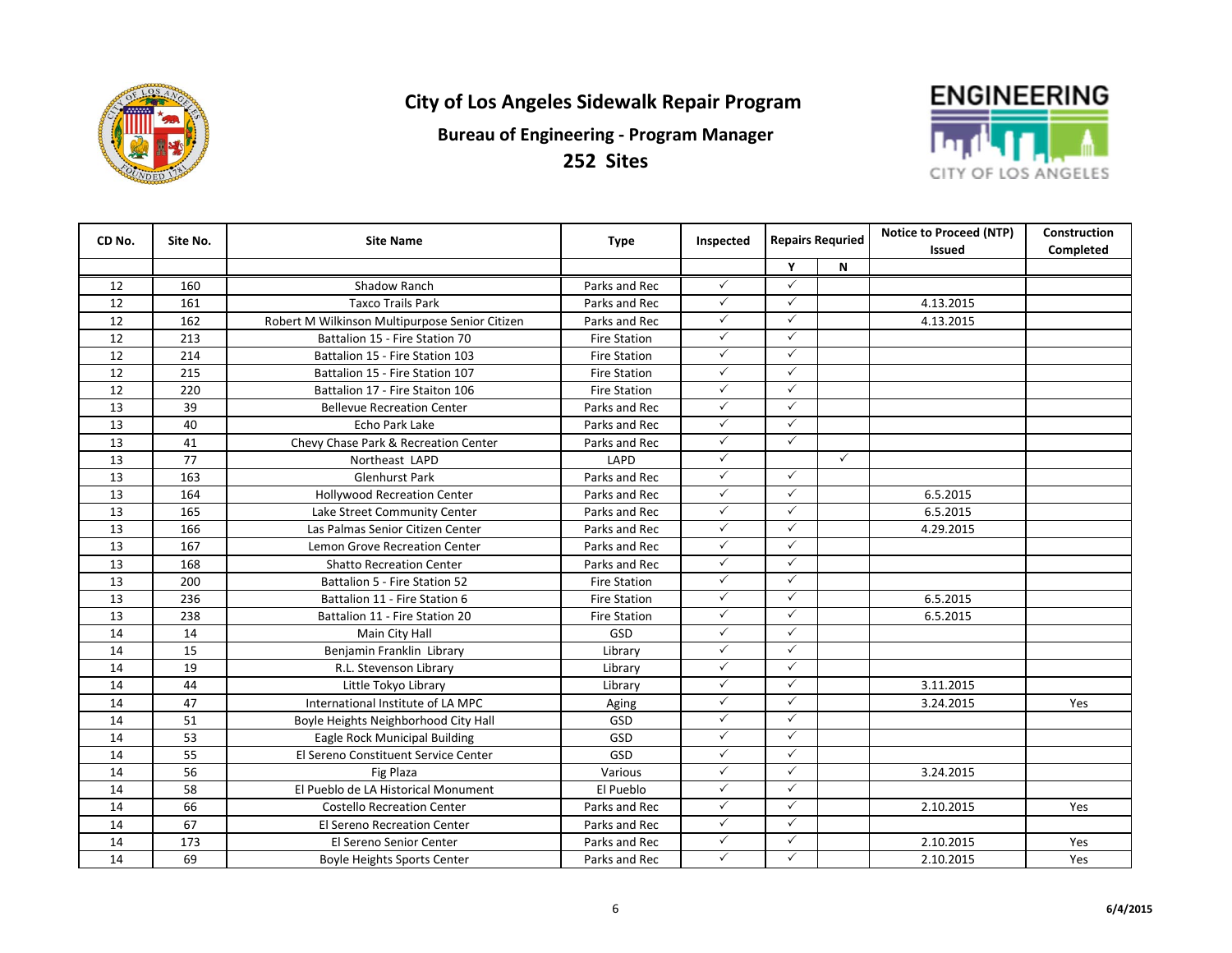# City of Los Angeles Sidewalk Repair Program

## Bureau of Engineering - Program Manager

## 252 Sites

| CD No. | Site No. | Site Name | Type | Inspected | Repairs Requried | | Notice to Proceed (NTP) Issued | Construction Completed |
|---|---|---|---|---|---|---|---|---|
| | | | | | Y | N | | |
| 12 | 160 | Shadow Ranch | Parks and Rec | ✓ | ✓ | | | |
| 12 | 161 | Taxco Trails Park | Parks and Rec | ✓ | ✓ | | 4.13.2015 | |
| 12 | 162 | Robert M Wilkinson Multipurpose Senior Citizen | Parks and Rec | ✓ | ✓ | | 4.13.2015 | |
| 12 | 213 | Battalion 15 - Fire Station 70 | Fire Station | ✓ | ✓ | | | |
| 12 | 214 | Battalion 15 - Fire Station 103 | Fire Station | ✓ | ✓ | | | |
| 12 | 215 | Battalion 15 - Fire Station 107 | Fire Station | ✓ | ✓ | | | |
| 12 | 220 | Battalion 17 - Fire Staiton 106 | Fire Station | ✓ | ✓ | | | |
| 13 | 39 | Bellevue Recreation Center | Parks and Rec | ✓ | ✓ | | | |
| 13 | 40 | Echo Park Lake | Parks and Rec | ✓ | ✓ | | | |
| 13 | 41 | Chevy Chase Park & Recreation Center | Parks and Rec | ✓ | ✓ | | | |
| 13 | 77 | Northeast LAPD | LAPD | ✓ | | ✓ | | |
| 13 | 163 | Glenhurst Park | Parks and Rec | ✓ | ✓ | | | |
| 13 | 164 | Hollywood Recreation Center | Parks and Rec | ✓ | ✓ | | 6.5.2015 | |
| 13 | 165 | Lake Street Community Center | Parks and Rec | ✓ | ✓ | | 6.5.2015 | |
| 13 | 166 | Las Palmas Senior Citizen Center | Parks and Rec | ✓ | ✓ | | 4.29.2015 | |
| 13 | 167 | Lemon Grove Recreation Center | Parks and Rec | ✓ | ✓ | | | |
| 13 | 168 | Shatto Recreation Center | Parks and Rec | ✓ | ✓ | | | |
| 13 | 200 | Batalion 5 - Fire Station 52 | Fire Station | ✓ | ✓ | | | |
| 13 | 236 | Battalion 11 - Fire Station 6 | Fire Station | ✓ | ✓ | | 6.5.2015 | |
| 13 | 238 | Battalion 11 - Fire Station 20 | Fire Station | ✓ | ✓ | | 6.5.2015 | |
| 14 | 14 | Main City Hall | GSD | ✓ | ✓ | | | |
| 14 | 15 | Benjamin Franklin Library | Library | ✓ | ✓ | | | |
| 14 | 19 | R.L. Stevenson Library | Library | ✓ | ✓ | | | |
| 14 | 44 | Little Tokyo Library | Library | ✓ | ✓ | | 3.11.2015 | |
| 14 | 47 | International Institute of LA MPC | Aging | ✓ | ✓ | | 3.24.2015 | Yes |
| 14 | 51 | Boyle Heights Neighborhood City Hall | GSD | ✓ | ✓ | | | |
| 14 | 53 | Eagle Rock Municipal Building | GSD | ✓ | ✓ | | | |
| 14 | 55 | El Sereno Constituent Service Center | GSD | ✓ | ✓ | | | |
| 14 | 56 | Fig Plaza | Various | ✓ | ✓ | | 3.24.2015 | |
| 14 | 58 | El Pueblo de LA Historical Monument | El Pueblo | ✓ | ✓ | | | |
| 14 | 66 | Costello Recreation Center | Parks and Rec | ✓ | ✓ | | 2.10.2015 | Yes |
| 14 | 67 | El Sereno Recreation Center | Parks and Rec | ✓ | ✓ | | | |
| 14 | 173 | El Sereno Senior Center | Parks and Rec | ✓ | ✓ | | 2.10.2015 | Yes |
| 14 | 69 | Boyle Heights Sports Center | Parks and Rec | ✓ | ✓ | | 2.10.2015 | Yes |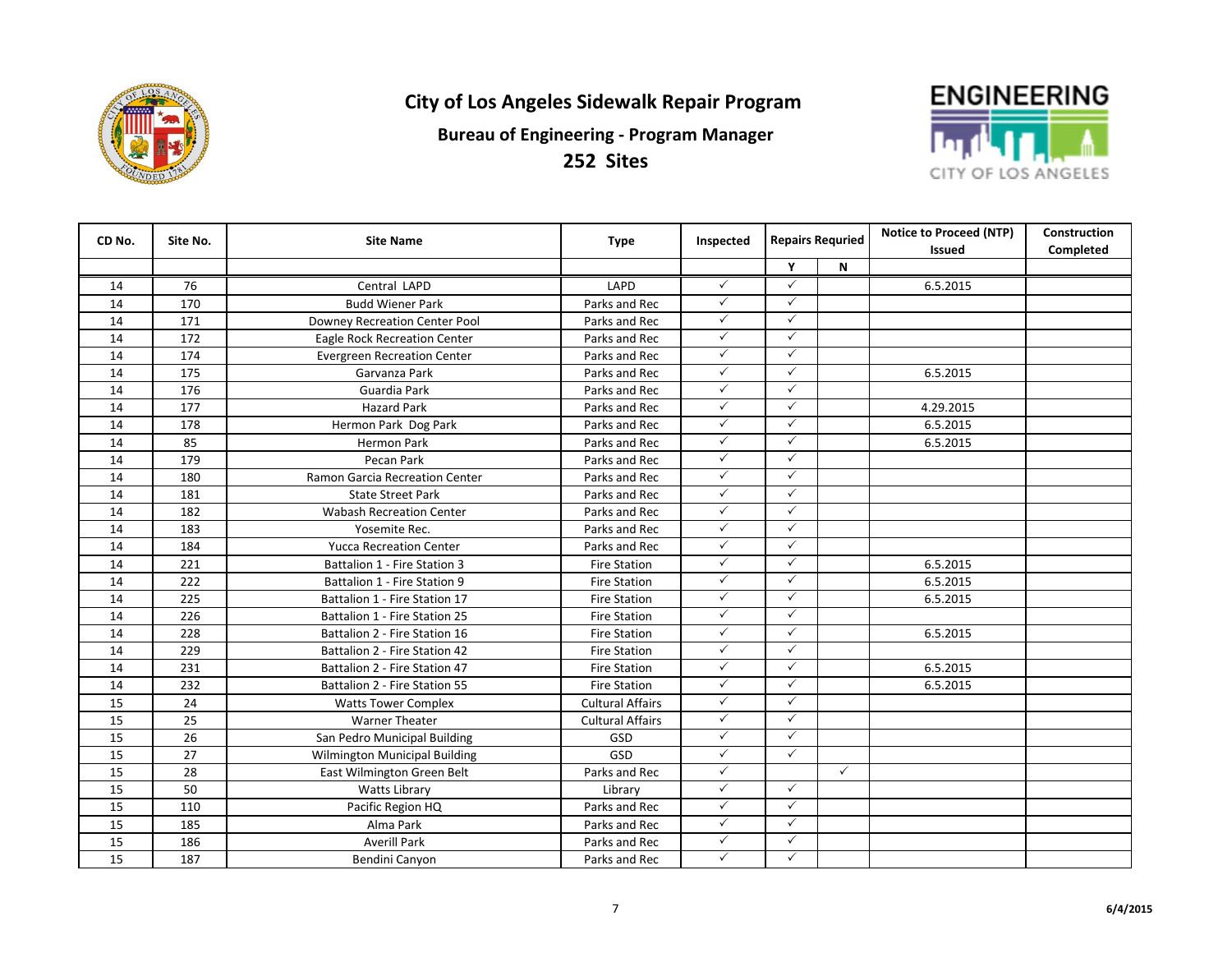# City of Los Angeles Sidewalk Repair Program

## Bureau of Engineering - Program Manager

## 252 Sites

| CD No. | Site No. | Site Name | Type | Inspected | Repairs Requried | | Notice to Proceed (NTP) Issued | Construction Completed |
|---|---|---|---|---|---|---|---|---|
| | | | | | Y | N | | |
| 14 | 76 | Central LAPD | LAPD | ✓ | ✓ | | 6.5.2015 | |
| 14 | 170 | Budd Wiener Park | Parks and Rec | ✓ | ✓ | | | |
| 14 | 171 | Downey Recreation Center Pool | Parks and Rec | ✓ | ✓ | | | |
| 14 | 172 | Eagle Rock Recreation Center | Parks and Rec | ✓ | ✓ | | | |
| 14 | 174 | Evergreen Recreation Center | Parks and Rec | ✓ | ✓ | | | |
| 14 | 175 | Garvanza Park | Parks and Rec | ✓ | ✓ | | 6.5.2015 | |
| 14 | 176 | Guardia Park | Parks and Rec | ✓ | ✓ | | | |
| 14 | 177 | Hazard Park | Parks and Rec | ✓ | ✓ | | 4.29.2015 | |
| 14 | 178 | Hermon Park Dog Park | Parks and Rec | ✓ | ✓ | | 6.5.2015 | |
| 14 | 85 | Hermon Park | Parks and Rec | ✓ | ✓ | | 6.5.2015 | |
| 14 | 179 | Pecan Park | Parks and Rec | ✓ | ✓ | | | |
| 14 | 180 | Ramon Garcia Recreation Center | Parks and Rec | ✓ | ✓ | | | |
| 14 | 181 | State Street Park | Parks and Rec | ✓ | ✓ | | | |
| 14 | 182 | Wabash Recreation Center | Parks and Rec | ✓ | ✓ | | | |
| 14 | 183 | Yosemite Rec. | Parks and Rec | ✓ | ✓ | | | |
| 14 | 184 | Yucca Recreation Center | Parks and Rec | ✓ | ✓ | | | |
| 14 | 221 | Battalion 1 - Fire Station 3 | Fire Station | ✓ | ✓ | | 6.5.2015 | |
| 14 | 222 | Battalion 1 - Fire Station 9 | Fire Station | ✓ | ✓ | | 6.5.2015 | |
| 14 | 225 | Battalion 1 - Fire Station 17 | Fire Station | ✓ | ✓ | | 6.5.2015 | |
| 14 | 226 | Battalion 1 - Fire Station 25 | Fire Station | ✓ | ✓ | | | |
| 14 | 228 | Battalion 2 - Fire Station 16 | Fire Station | ✓ | ✓ | | 6.5.2015 | |
| 14 | 229 | Battalion 2 - Fire Station 42 | Fire Station | ✓ | ✓ | | | |
| 14 | 231 | Battalion 2 - Fire Station 47 | Fire Station | ✓ | ✓ | | 6.5.2015 | |
| 14 | 232 | Battalion 2 - Fire Station 55 | Fire Station | ✓ | ✓ | | 6.5.2015 | |
| 15 | 24 | Watts Tower Complex | Cultural Affairs | ✓ | ✓ | | | |
| 15 | 25 | Warner Theater | Cultural Affairs | ✓ | ✓ | | | |
| 15 | 26 | San Pedro Municipal Building | GSD | ✓ | ✓ | | | |
| 15 | 27 | Wilmington Municipal Building | GSD | ✓ | ✓ | | | |
| 15 | 28 | East Wilmington Green Belt | Parks and Rec | ✓ | | ✓ | | |
| 15 | 50 | Watts Library | Library | ✓ | ✓ | | | |
| 15 | 110 | Pacific Region HQ | Parks and Rec | ✓ | ✓ | | | |
| 15 | 185 | Alma Park | Parks and Rec | ✓ | ✓ | | | |
| 15 | 186 | Averill Park | Parks and Rec | ✓ | ✓ | | | |
| 15 | 187 | Bendini Canyon | Parks and Rec | ✓ | ✓ | | | |

6/4/2015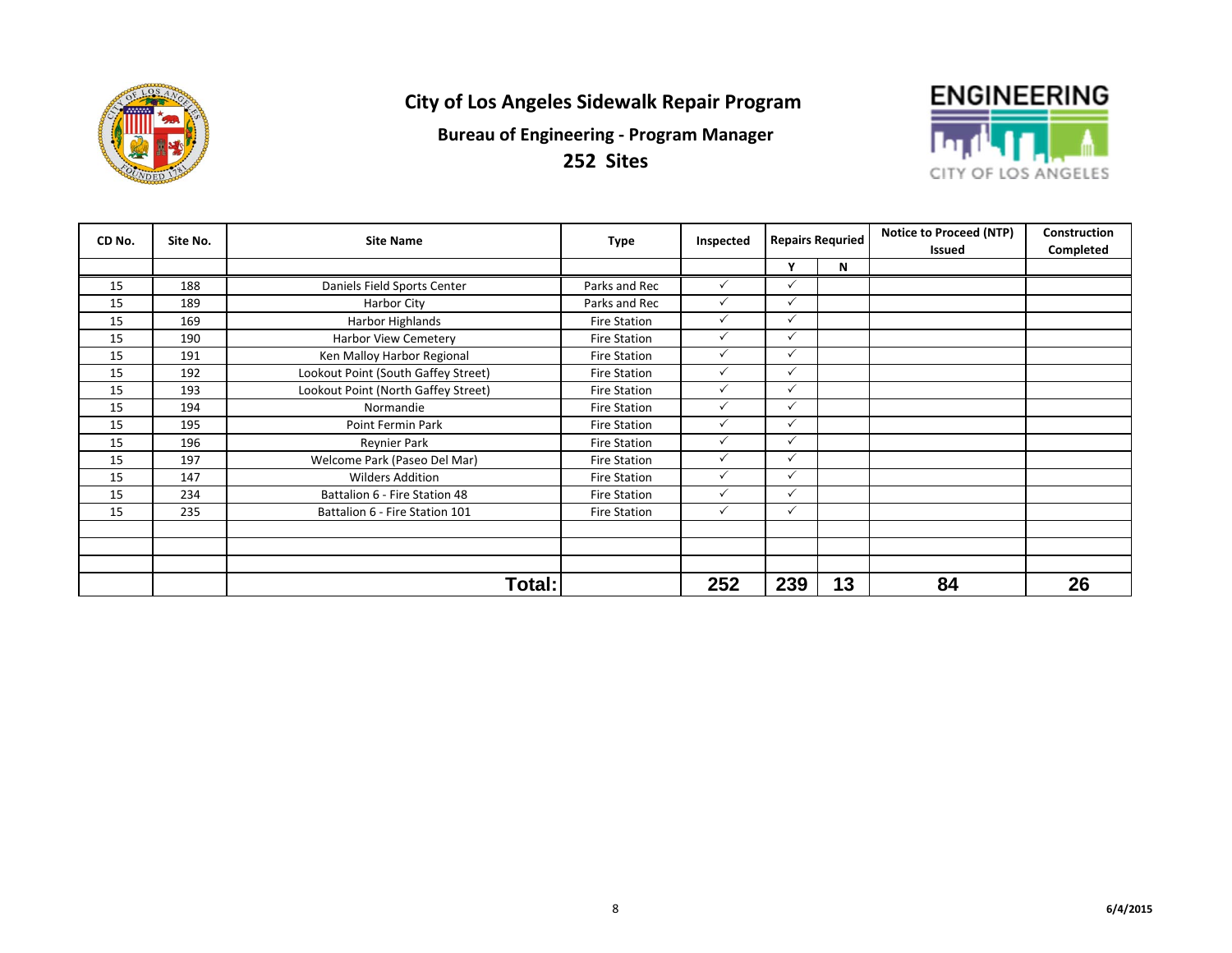# City of Los Angeles Sidewalk Repair Program

## Bureau of Engineering - Program Manager

## 252 Sites

| CD No. | Site No. | Site Name | Type | Inspected | Repairs Requried | | Notice to Proceed (NTP) Issued | Construction Completed |
|---|---|---|---|---|---|---|---|---|
| | | | | | Y | N | | |
| 15 | 188 | Daniels Field Sports Center | Parks and Rec | ✓ | ✓ | | | |
| 15 | 189 | Harbor City | Parks and Rec | ✓ | ✓ | | | |
| 15 | 169 | Harbor Highlands | Fire Station | ✓ | ✓ | | | |
| 15 | 190 | Harbor View Cemetery | Fire Station | ✓ | ✓ | | | |
| 15 | 191 | Ken Malloy Harbor Regional | Fire Station | ✓ | ✓ | | | |
| 15 | 192 | Lookout Point (South Gaffey Street) | Fire Station | ✓ | ✓ | | | |
| 15 | 193 | Lookout Point (North Gaffey Street) | Fire Station | ✓ | ✓ | | | |
| 15 | 194 | Normandie | Fire Station | ✓ | ✓ | | | |
| 15 | 195 | Point Fermin Park | Fire Station | ✓ | ✓ | | | |
| 15 | 196 | Reynier Park | Fire Station | ✓ | ✓ | | | |
| 15 | 197 | Welcome Park (Paseo Del Mar) | Fire Station | ✓ | ✓ | | | |
| 15 | 147 | Wilders Addition | Fire Station | ✓ | ✓ | | | |
| 15 | 234 | Battalion 6 - Fire Station 48 | Fire Station | ✓ | ✓ | | | |
| 15 | 235 | Battalion 6 - Fire Station 101 | Fire Station | ✓ | ✓ | | | |
| | | | | | | | | |
| | | | | | | | | |
| | | | | | | | | |
| | | **Total:** | | **252** | **239** | **13** | **84** | **26** |

6/4/2015